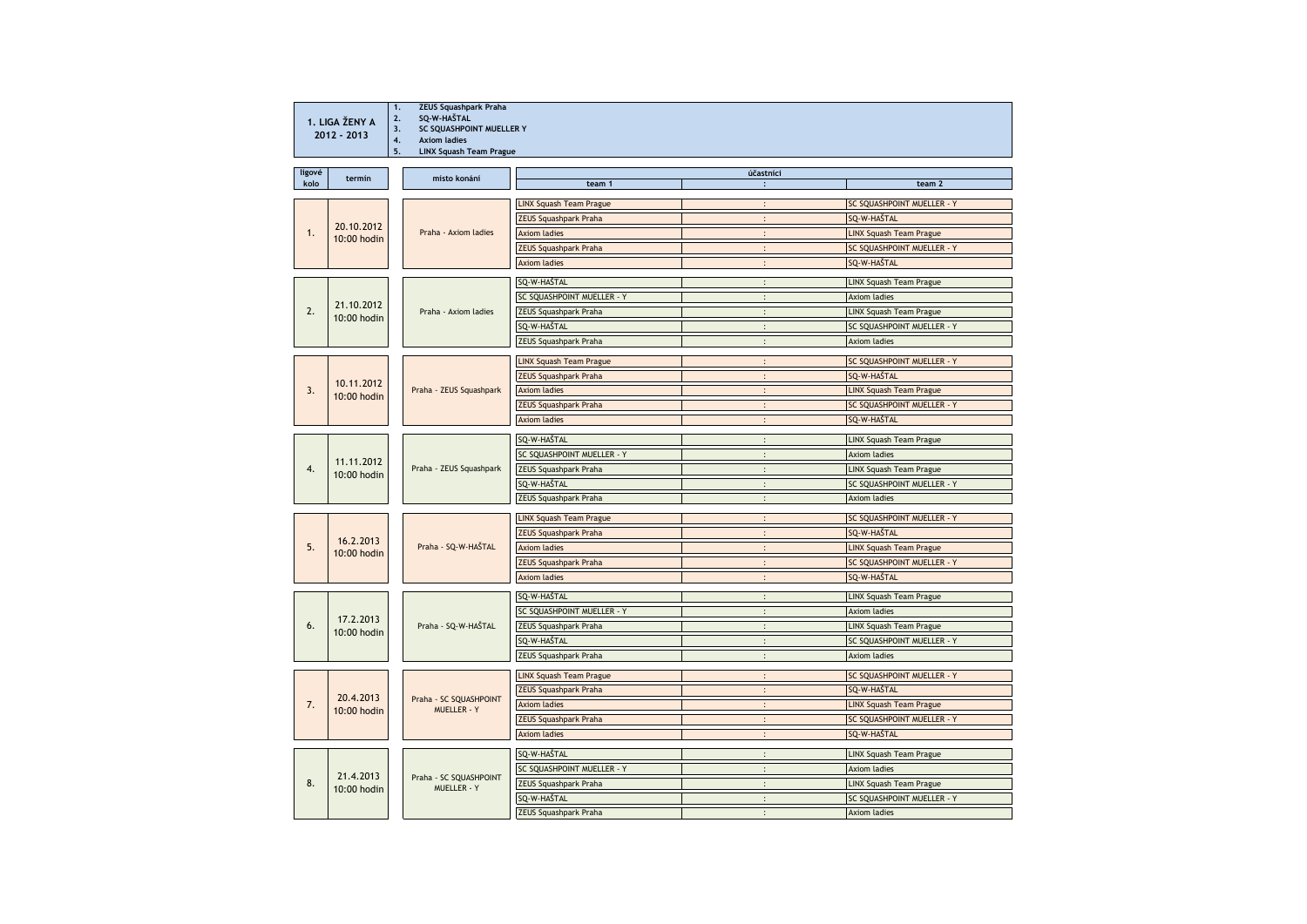**1. LIGA ŽENY A**
**2012 - 2013**

1. **ZEUS Squashpark Praha**
2. **SQ-W-HAŠTAL**
3. **SC SQUASHPOINT MUELLER Y**
4. **Axiom ladies**
5. **LINX Squash Team Prague**

| ligové kolo | termín | místo konání | účastníci | | |
|---|---|---|---|---|---|
| | | | team 1 | : | team 2 |
| 1. | 20.10.2012 10:00 hodin | Praha - Axiom ladies | LINX Squash Team Prague | : | SC SQUASHPOINT MUELLER - Y |
| | | | ZEUS Squashpark Praha | : | SQ-W-HAŠTAL |
| | | | Axiom ladies | : | LINX Squash Team Prague |
| | | | ZEUS Squashpark Praha | : | SC SQUASHPOINT MUELLER - Y |
| | | | Axiom ladies | : | SQ-W-HAŠTAL |
| 2. | 21.10.2012 10:00 hodin | Praha - Axiom ladies | SQ-W-HAŠTAL | : | LINX Squash Team Prague |
| | | | SC SQUASHPOINT MUELLER - Y | : | Axiom ladies |
| | | | ZEUS Squashpark Praha | : | LINX Squash Team Prague |
| | | | SQ-W-HAŠTAL | : | SC SQUASHPOINT MUELLER - Y |
| | | | ZEUS Squashpark Praha | : | Axiom ladies |
| 3. | 10.11.2012 10:00 hodin | Praha - ZEUS Squashpark | LINX Squash Team Prague | : | SC SQUASHPOINT MUELLER - Y |
| | | | ZEUS Squashpark Praha | : | SQ-W-HAŠTAL |
| | | | Axiom ladies | : | LINX Squash Team Prague |
| | | | ZEUS Squashpark Praha | : | SC SQUASHPOINT MUELLER - Y |
| | | | Axiom ladies | : | SQ-W-HAŠTAL |
| 4. | 11.11.2012 10:00 hodin | Praha - ZEUS Squashpark | SQ-W-HAŠTAL | : | LINX Squash Team Prague |
| | | | SC SQUASHPOINT MUELLER - Y | : | Axiom ladies |
| | | | ZEUS Squashpark Praha | : | LINX Squash Team Prague |
| | | | SQ-W-HAŠTAL | : | SC SQUASHPOINT MUELLER - Y |
| | | | ZEUS Squashpark Praha | : | Axiom ladies |
| 5. | 16.2.2013 10:00 hodin | Praha - SQ-W-HAŠTAL | LINX Squash Team Prague | : | SC SQUASHPOINT MUELLER - Y |
| | | | ZEUS Squashpark Praha | : | SQ-W-HAŠTAL |
| | | | Axiom ladies | : | LINX Squash Team Prague |
| | | | ZEUS Squashpark Praha | : | SC SQUASHPOINT MUELLER - Y |
| | | | Axiom ladies | : | SQ-W-HAŠTAL |
| 6. | 17.2.2013 10:00 hodin | Praha - SQ-W-HAŠTAL | SQ-W-HAŠTAL | : | LINX Squash Team Prague |
| | | | SC SQUASHPOINT MUELLER - Y | : | Axiom ladies |
| | | | ZEUS Squashpark Praha | : | LINX Squash Team Prague |
| | | | SQ-W-HAŠTAL | : | SC SQUASHPOINT MUELLER - Y |
| | | | ZEUS Squashpark Praha | : | Axiom ladies |
| 7. | 20.4.2013 10:00 hodin | Praha - SC SQUASHPOINT MUELLER - Y | LINX Squash Team Prague | : | SC SQUASHPOINT MUELLER - Y |
| | | | ZEUS Squashpark Praha | : | SQ-W-HAŠTAL |
| | | | Axiom ladies | : | LINX Squash Team Prague |
| | | | ZEUS Squashpark Praha | : | SC SQUASHPOINT MUELLER - Y |
| | | | Axiom ladies | : | SQ-W-HAŠTAL |
| 8. | 21.4.2013 10:00 hodin | Praha - SC SQUASHPOINT MUELLER - Y | SQ-W-HAŠTAL | : | LINX Squash Team Prague |
| | | | SC SQUASHPOINT MUELLER - Y | : | Axiom ladies |
| | | | ZEUS Squashpark Praha | : | LINX Squash Team Prague |
| | | | SQ-W-HAŠTAL | : | SC SQUASHPOINT MUELLER - Y |
| | | | ZEUS Squashpark Praha | : | Axiom ladies |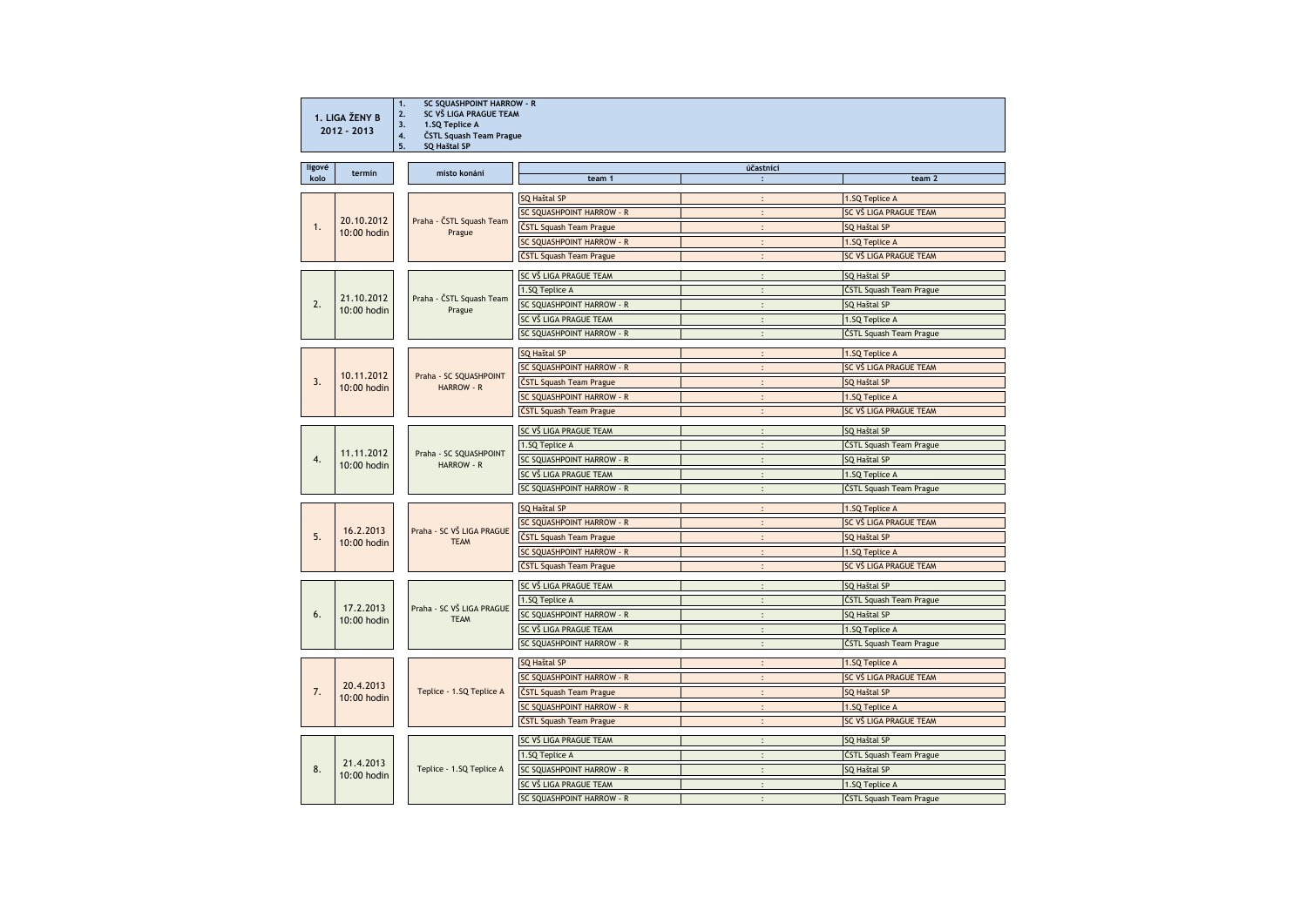| 1. LIGA ŽENY B 2012 - 2013 | |
|---|---|
| 1. | SC SQUASHPOINT HARROW - R |
| 2. | SC VŠ LIGA PRAGUE TEAM |
| 3. | 1.SQ Teplice A |
| 4. | ČSTL Squash Team Prague |
| 5. | SQ Haštal SP |

| ligové kolo | termín | místo konání | účastníci | | |
|---|---|---|---|---|---|
| | | | team 1 | : | team 2 |
| 1. | 20.10.2012 10:00 hodin | Praha - ČSTL Squash Team Prague | SQ Haštal SP | : | 1.SQ Teplice A |
| | | | SC SQUASHPOINT HARROW - R | : | SC VŠ LIGA PRAGUE TEAM |
| | | | ČSTL Squash Team Prague | : | SQ Haštal SP |
| | | | SC SQUASHPOINT HARROW - R | : | 1.SQ Teplice A |
| | | | ČSTL Squash Team Prague | : | SC VŠ LIGA PRAGUE TEAM |
| 2. | 21.10.2012 10:00 hodin | Praha - ČSTL Squash Team Prague | SC VŠ LIGA PRAGUE TEAM | : | SQ Haštal SP |
| | | | 1.SQ Teplice A | : | ČSTL Squash Team Prague |
| | | | SC SQUASHPOINT HARROW - R | : | SQ Haštal SP |
| | | | SC VŠ LIGA PRAGUE TEAM | : | 1.SQ Teplice A |
| | | | SC SQUASHPOINT HARROW - R | : | ČSTL Squash Team Prague |
| 3. | 10.11.2012 10:00 hodin | Praha - SC SQUASHPOINT HARROW - R | SQ Haštal SP | : | 1.SQ Teplice A |
| | | | SC SQUASHPOINT HARROW - R | : | SC VŠ LIGA PRAGUE TEAM |
| | | | ČSTL Squash Team Prague | : | SQ Haštal SP |
| | | | SC SQUASHPOINT HARROW - R | : | 1.SQ Teplice A |
| | | | ČSTL Squash Team Prague | : | SC VŠ LIGA PRAGUE TEAM |
| 4. | 11.11.2012 10:00 hodin | Praha - SC SQUASHPOINT HARROW - R | SC VŠ LIGA PRAGUE TEAM | : | SQ Haštal SP |
| | | | 1.SQ Teplice A | : | ČSTL Squash Team Prague |
| | | | SC SQUASHPOINT HARROW - R | : | SQ Haštal SP |
| | | | SC VŠ LIGA PRAGUE TEAM | : | 1.SQ Teplice A |
| | | | SC SQUASHPOINT HARROW - R | : | ČSTL Squash Team Prague |
| 5. | 16.2.2013 10:00 hodin | Praha - SC VŠ LIGA PRAGUE TEAM | SQ Haštal SP | : | 1.SQ Teplice A |
| | | | SC SQUASHPOINT HARROW - R | : | SC VŠ LIGA PRAGUE TEAM |
| | | | ČSTL Squash Team Prague | : | SQ Haštal SP |
| | | | SC SQUASHPOINT HARROW - R | : | 1.SQ Teplice A |
| | | | ČSTL Squash Team Prague | : | SC VŠ LIGA PRAGUE TEAM |
| 6. | 17.2.2013 10:00 hodin | Praha - SC VŠ LIGA PRAGUE TEAM | SC VŠ LIGA PRAGUE TEAM | : | SQ Haštal SP |
| | | | 1.SQ Teplice A | : | ČSTL Squash Team Prague |
| | | | SC SQUASHPOINT HARROW - R | : | SQ Haštal SP |
| | | | SC VŠ LIGA PRAGUE TEAM | : | 1.SQ Teplice A |
| | | | SC SQUASHPOINT HARROW - R | : | ČSTL Squash Team Prague |
| 7. | 20.4.2013 10:00 hodin | Teplice - 1.SQ Teplice A | SQ Haštal SP | : | 1.SQ Teplice A |
| | | | SC SQUASHPOINT HARROW - R | : | SC VŠ LIGA PRAGUE TEAM |
| | | | ČSTL Squash Team Prague | : | SQ Haštal SP |
| | | | SC SQUASHPOINT HARROW - R | : | 1.SQ Teplice A |
| | | | ČSTL Squash Team Prague | : | SC VŠ LIGA PRAGUE TEAM |
| 8. | 21.4.2013 10:00 hodin | Teplice - 1.SQ Teplice A | SC VŠ LIGA PRAGUE TEAM | : | SQ Haštal SP |
| | | | 1.SQ Teplice A | : | ČSTL Squash Team Prague |
| | | | SC SQUASHPOINT HARROW - R | : | SQ Haštal SP |
| | | | SC VŠ LIGA PRAGUE TEAM | : | 1.SQ Teplice A |
| | | | SC SQUASHPOINT HARROW - R | : | ČSTL Squash Team Prague |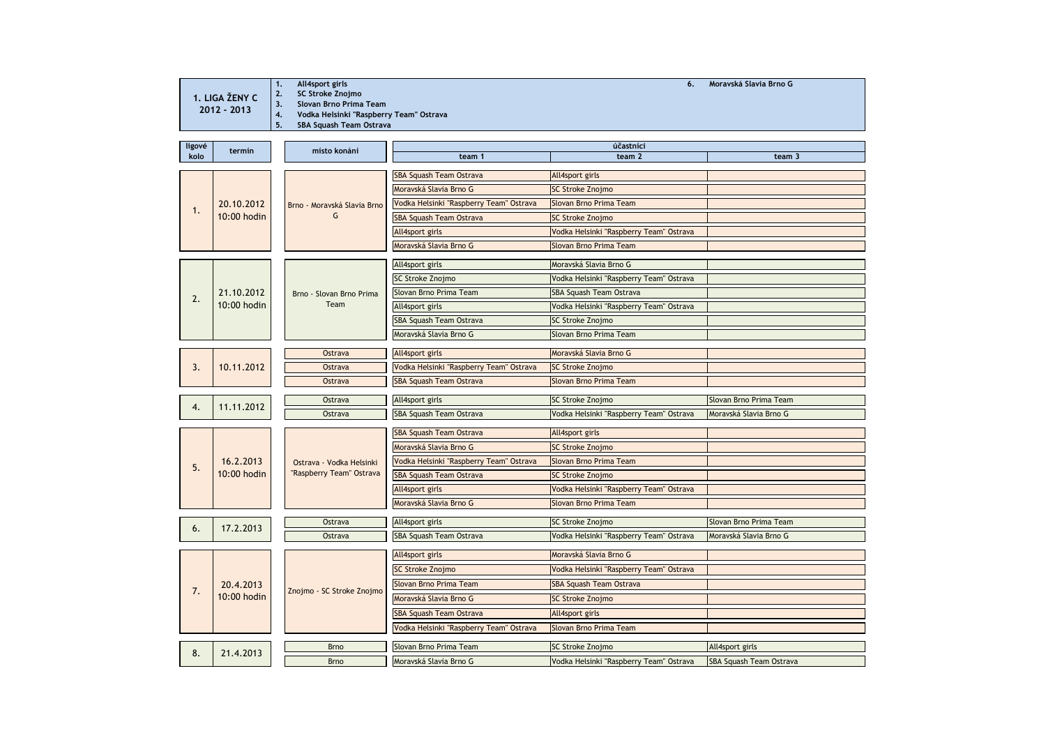**1. LIGA ŽENY C**
**2012 - 2013**

1. All4sport girls
2. SC Stroke Znojmo
3. Slovan Brno Prima Team
4. Vodka Helsinki "Raspberry Team" Ostrava
5. SBA Squash Team Ostrava
6. Moravská Slavia Brno G

| ligové kolo | termín | místo konání | účastníci | | |
|---|---|---|---|---|---|
| | | | team 1 | team 2 | team 3 |
| 1. | 20.10.2012 10:00 hodin | Brno - Moravská Slavia Brno G | SBA Squash Team Ostrava | All4sport girls | |
| | | | Moravská Slavia Brno G | SC Stroke Znojmo | |
| | | | Vodka Helsinki "Raspberry Team" Ostrava | Slovan Brno Prima Team | |
| | | | SBA Squash Team Ostrava | SC Stroke Znojmo | |
| | | | All4sport girls | Vodka Helsinki "Raspberry Team" Ostrava | |
| | | | Moravská Slavia Brno G | Slovan Brno Prima Team | |
| 2. | 21.10.2012 10:00 hodin | Brno - Slovan Brno Prima Team | All4sport girls | Moravská Slavia Brno G | |
| | | | SC Stroke Znojmo | Vodka Helsinki "Raspberry Team" Ostrava | |
| | | | Slovan Brno Prima Team | SBA Squash Team Ostrava | |
| | | | All4sport girls | Vodka Helsinki "Raspberry Team" Ostrava | |
| | | | SBA Squash Team Ostrava | SC Stroke Znojmo | |
| | | | Moravská Slavia Brno G | Slovan Brno Prima Team | |
| 3. | 10.11.2012 | Ostrava | All4sport girls | Moravská Slavia Brno G | |
| | | Ostrava | Vodka Helsinki "Raspberry Team" Ostrava | SC Stroke Znojmo | |
| | | Ostrava | SBA Squash Team Ostrava | Slovan Brno Prima Team | |
| 4. | 11.11.2012 | Ostrava | All4sport girls | SC Stroke Znojmo | Slovan Brno Prima Team |
| | | Ostrava | SBA Squash Team Ostrava | Vodka Helsinki "Raspberry Team" Ostrava | Moravská Slavia Brno G |
| 5. | 16.2.2013 10:00 hodin | Ostrava - Vodka Helsinki "Raspberry Team" Ostrava | SBA Squash Team Ostrava | All4sport girls | |
| | | | Moravská Slavia Brno G | SC Stroke Znojmo | |
| | | | Vodka Helsinki "Raspberry Team" Ostrava | Slovan Brno Prima Team | |
| | | | SBA Squash Team Ostrava | SC Stroke Znojmo | |
| | | | All4sport girls | Vodka Helsinki "Raspberry Team" Ostrava | |
| | | | Moravská Slavia Brno G | Slovan Brno Prima Team | |
| 6. | 17.2.2013 | Ostrava | All4sport girls | SC Stroke Znojmo | Slovan Brno Prima Team |
| | | Ostrava | SBA Squash Team Ostrava | Vodka Helsinki "Raspberry Team" Ostrava | Moravská Slavia Brno G |
| 7. | 20.4.2013 10:00 hodin | Znojmo - SC Stroke Znojmo | All4sport girls | Moravská Slavia Brno G | |
| | | | SC Stroke Znojmo | Vodka Helsinki "Raspberry Team" Ostrava | |
| | | | Slovan Brno Prima Team | SBA Squash Team Ostrava | |
| | | | Moravská Slavia Brno G | SC Stroke Znojmo | |
| | | | SBA Squash Team Ostrava | All4sport girls | |
| | | | Vodka Helsinki "Raspberry Team" Ostrava | Slovan Brno Prima Team | |
| 8. | 21.4.2013 | Brno | Slovan Brno Prima Team | SC Stroke Znojmo | All4sport girls |
| | | Brno | Moravská Slavia Brno G | Vodka Helsinki "Raspberry Team" Ostrava | SBA Squash Team Ostrava |